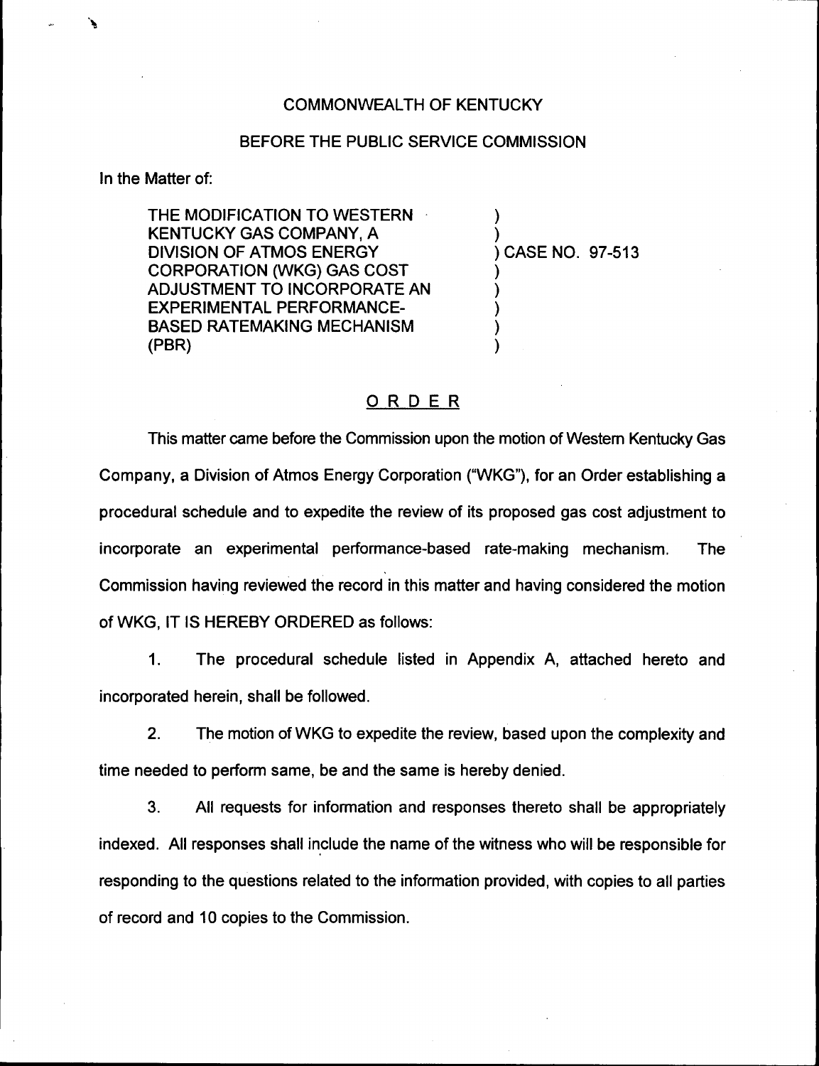COMMONWEALTH OF KENTUCKY

BEFORE THE PUBLIC SERVICE COMMISSION

In the Matter of:

THE MODIFICATION TO WESTERN KENTUCKY GAS COMPANY, A DIVISION OF ATMOS ENERGY CORPORATION (WKG) GAS COST ADJUSTMENT TO INCORPORATE AN EXPERIMENTAL PERFORMANCE-BASED RATEMAKING MECHANISM (PBR) ) CASE NO. 97-513

# ORDER

This matter came before the Commission upon the motion of Western Kentucky Gas Company, a Division of Atmos Energy Corporation ("WKG"), for an Order establishing a procedural schedule and to expedite the review of its proposed gas cost adjustment to incorporate an experimental performance-based rate-making mechanism. The Commission having reviewed the record in this matter and having considered the motion of WKG, IT IS HEREBY ORDERED as follows:

1. The procedural schedule listed in Appendix A, attached hereto and incorporated herein, shall be followed.

2. The motion of WKG to expedite the review, based upon the complexity and time needed to perform same, be and the same is hereby denied.

3. All requests for information and responses thereto shall be appropriately indexed. All responses shall include the name of the witness who will be responsible for responding to the questions related to the information provided, with copies to all parties of record and 10 copies to the Commission.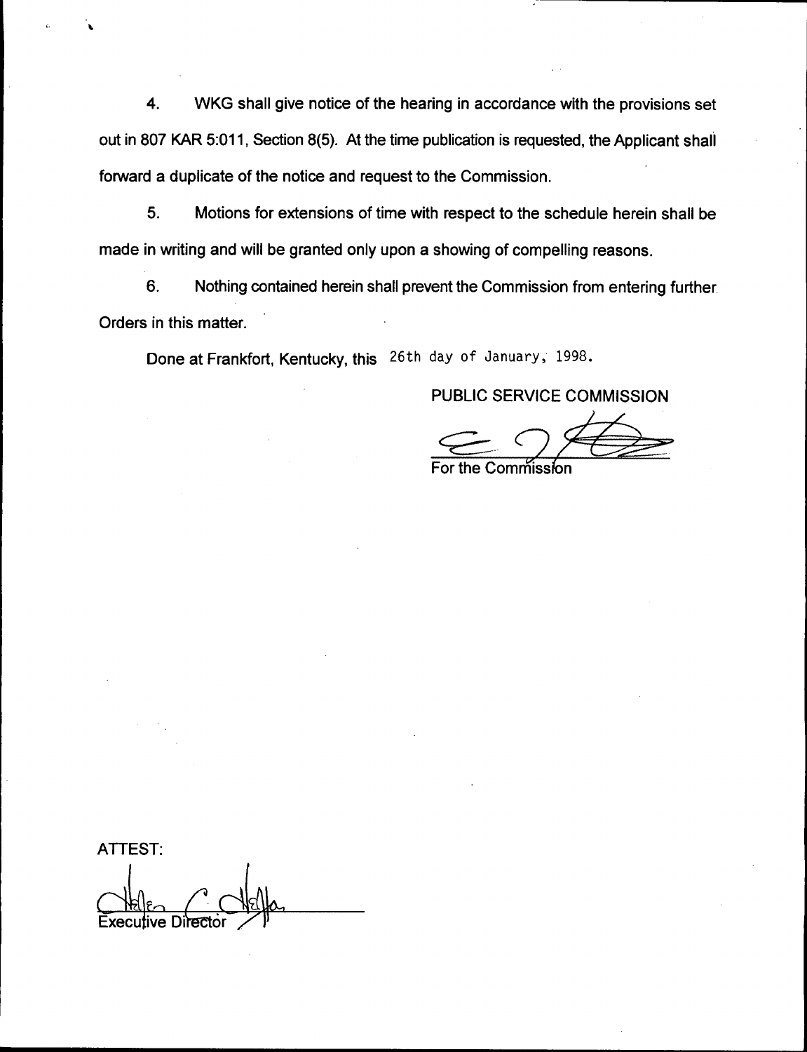4. WKG shall give notice of the hearing in accordance with the provisions set out in 807 KAR 5:011, Section 8(5). At the time publication is requested, the Applicant shall forward a duplicate of the notice and request to the Commission.

5. Motions for extensions of time with respect to the schedule herein shall be made in writing and will be granted only upon a showing of compelling reasons.

6. Nothing contained herein shall prevent the Commission from entering further Orders in this matter.

Done at Frankfort, Kentucky, this 26th day of January, 1998.

PUBLIC SERVICE COMMISSION

For the Commission

ATTEST:

Executive Director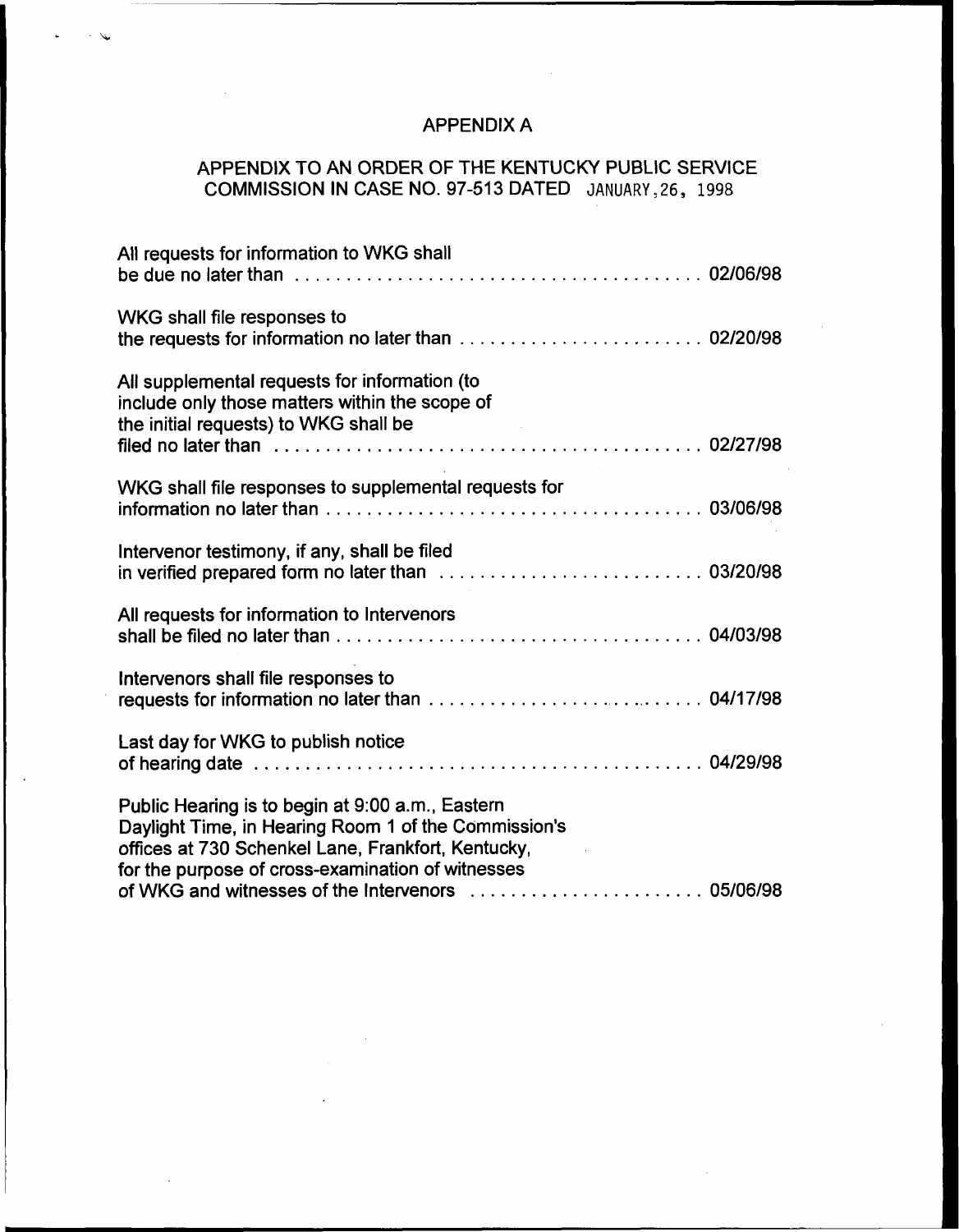# APPENDIX A

## APPENDIX TO AN ORDER OF THE KENTUCKY PUBLIC SERVICE COMMISSION IN CASE NO. 97-513 DATED JANUARY,26, 1998

All requests for information to WKG shall be due no later than . . . . . . . . . . . . . . . . . . . . . . . . . . . . . . . . . . . . . . . . 02/06/98

WKG shall file responses to the requests for information no later than . . . . . . . . . . . . . . . . . . . . . . . . 02/20/98

All supplemental requests for information (to include only those matters within the scope of the initial requests) to WKG shall be filed no later than . . . . . . . . . . . . . . . . . . . . . . . . . . . . . . . . . . . . . . . . . . 02/27/98

WKG shall file responses to supplemental requests for information no later than . . . . . . . . . . . . . . . . . . . . . . . . . . . . . . . . . . . . 03/06/98

Intervenor testimony, if any, shall be filed in verified prepared form no later than . . . . . . . . . . . . . . . . . . . . . . . . . . 03/20/98

All requests for information to Intervenors shall be filed no later than . . . . . . . . . . . . . . . . . . . . . . . . . . . . . . . . . . . 04/03/98

Intervenors shall file responses to requests for information no later than . . . . . . . . . . . . . . . . . . . . . . . . . . . . 04/17/98

Last day for WKG to publish notice of hearing date . . . . . . . . . . . . . . . . . . . . . . . . . . . . . . . . . . . . . . . . . . . 04/29/98

Public Hearing is to begin at 9:00 a.m., Eastern Daylight Time, in Hearing Room 1 of the Commission's offices at 730 Schenkel Lane, Frankfort, Kentucky, for the purpose of cross-examination of witnesses of WKG and witnesses of the Intervenors . . . . . . . . . . . . . . . . . . . . . . . 05/06/98